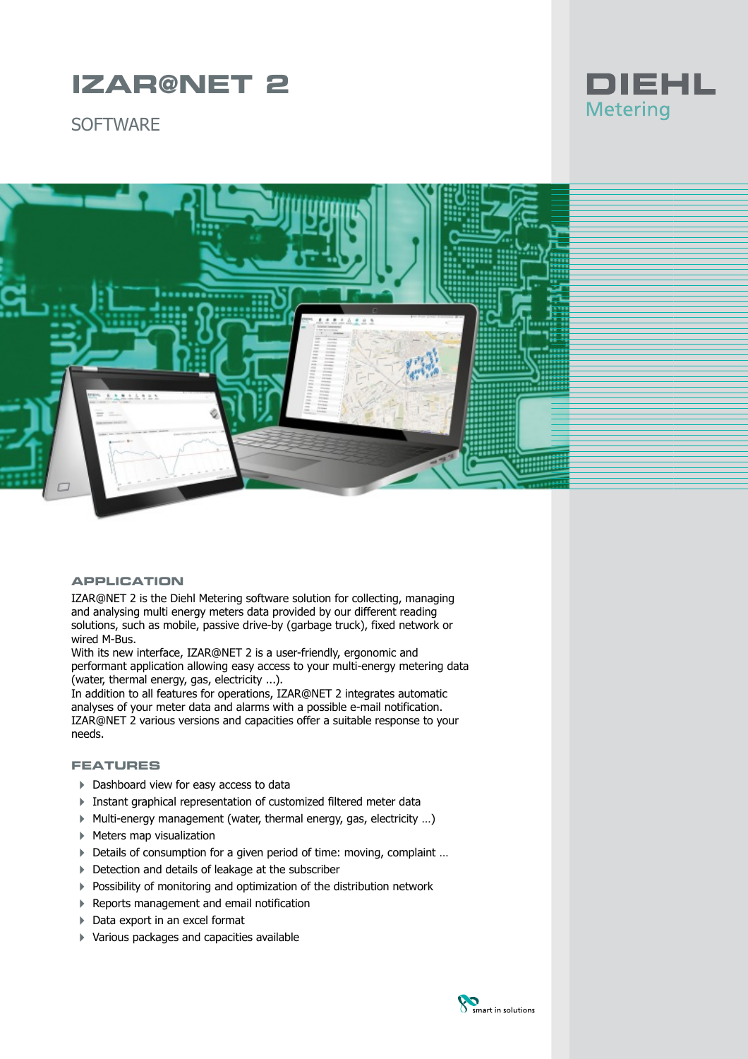# IZAR@NET 2

SOFTWARE

DIEHL Metering

## APPLICATION

IZAR@NET 2 is the Diehl Metering software solution for collecting, managing and analysing multi energy meters data provided by our different reading solutions, such as mobile, passive drive-by (garbage truck), fixed network or wired M-Bus.
With its new interface, IZAR@NET 2 is a user-friendly, ergonomic and performant application allowing easy access to your multi-energy metering data (water, thermal energy, gas, electricity ...).
In addition to all features for operations, IZAR@NET 2 integrates automatic analyses of your meter data and alarms with a possible e-mail notification.
IZAR@NET 2 various versions and capacities offer a suitable response to your needs.

## FEATURES

- Dashboard view for easy access to data
- Instant graphical representation of customized filtered meter data
- Multi-energy management (water, thermal energy, gas, electricity …)
- Meters map visualization
- Details of consumption for a given period of time: moving, complaint …
- Detection and details of leakage at the subscriber
- Possibility of monitoring and optimization of the distribution network
- Reports management and email notification
- Data export in an excel format
- Various packages and capacities available

smart in solutions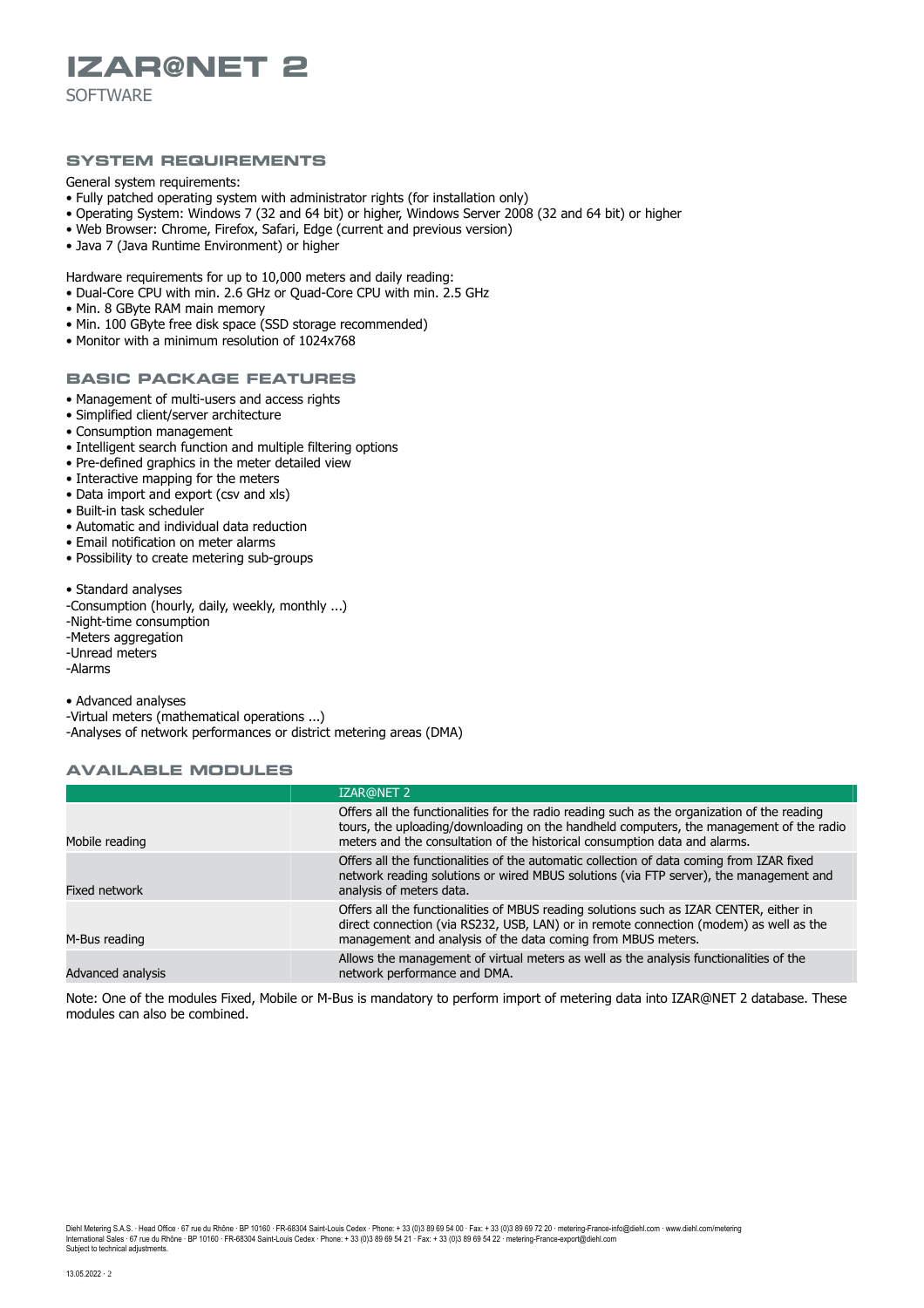# IZAR@NET 2

SOFTWARE

## SYSTEM REQUIREMENTS

General system requirements:

- Fully patched operating system with administrator rights (for installation only)
- Operating System: Windows 7 (32 and 64 bit) or higher, Windows Server 2008 (32 and 64 bit) or higher
- Web Browser: Chrome, Firefox, Safari, Edge (current and previous version)
- Java 7 (Java Runtime Environment) or higher

Hardware requirements for up to 10,000 meters and daily reading:

- Dual-Core CPU with min. 2.6 GHz or Quad-Core CPU with min. 2.5 GHz
- Min. 8 GByte RAM main memory
- Min. 100 GByte free disk space (SSD storage recommended)
- Monitor with a minimum resolution of 1024x768

## BASIC PACKAGE FEATURES

- Management of multi-users and access rights
- Simplified client/server architecture
- Consumption management
- Intelligent search function and multiple filtering options
- Pre-defined graphics in the meter detailed view
- Interactive mapping for the meters
- Data import and export (csv and xls)
- Built-in task scheduler
- Automatic and individual data reduction
- Email notification on meter alarms
- Possibility to create metering sub-groups

- Standard analyses

-Consumption (hourly, daily, weekly, monthly ...)
-Night-time consumption
-Meters aggregation
-Unread meters
-Alarms

- Advanced analyses

-Virtual meters (mathematical operations ...)
-Analyses of network performances or district metering areas (DMA)

## AVAILABLE MODULES

| | IZAR@NET 2 |
|---|---|
| Mobile reading | Offers all the functionalities for the radio reading such as the organization of the reading tours, the uploading/downloading on the handheld computers, the management of the radio meters and the consultation of the historical consumption data and alarms. |
| Fixed network | Offers all the functionalities of the automatic collection of data coming from IZAR fixed network reading solutions or wired MBUS solutions (via FTP server), the management and analysis of meters data. |
| M-Bus reading | Offers all the functionalities of MBUS reading solutions such as IZAR CENTER, either in direct connection (via RS232, USB, LAN) or in remote connection (modem) as well as the management and analysis of the data coming from MBUS meters. |
| Advanced analysis | Allows the management of virtual meters as well as the analysis functionalities of the network performance and DMA. |

Note: One of the modules Fixed, Mobile or M-Bus is mandatory to perform import of metering data into IZAR@NET 2 database. These modules can also be combined.

Diehl Metering S.A.S. · Head Office · 67 rue du Rhône · BP 10160 · FR-68304 Saint-Louis Cedex · Phone: + 33 (0)3 89 69 54 00 · Fax: + 33 (0)3 89 69 72 20 · metering-France-info@diehl.com · www.diehl.com/metering
International Sales · 67 rue du Rhône · BP 10160 · FR-68304 Saint-Louis Cedex · Phone: + 33 (0)3 89 69 54 21 · Fax: + 33 (0)3 89 69 54 22 · metering-France-export@diehl.com
Subject to technical adjustments.

13.05.2022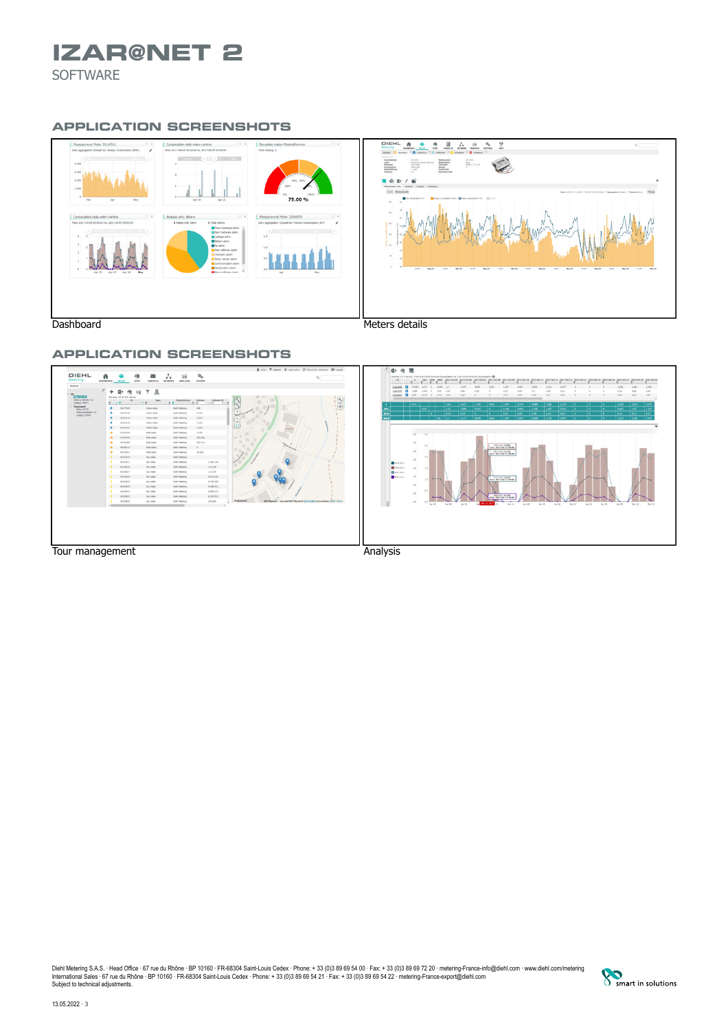# IZAR@NET 2

SOFTWARE

## APPLICATION SCREENSHOTS

Dashboard

Meters details

## APPLICATION SCREENSHOTS

Tour management

Analysis

Diehl Metering S.A.S. · Head Office · 67 rue du Rhône · BP 10160 · FR-68304 Saint-Louis Cedex · Phone: + 33 (0)3 89 69 54 00 · Fax: + 33 (0)3 89 69 72 20 · metering-France-info@diehl.com · www.diehl.com/metering
International Sales · 67 rue du Rhône · BP 10160 · FR-68304 Saint-Louis Cedex · Phone: + 33 (0)3 89 69 54 21 · Fax: + 33 (0)3 89 69 54 22 · metering-France-export@diehl.com
Subject to technical adjustments.

smart in solutions

13.05.2022